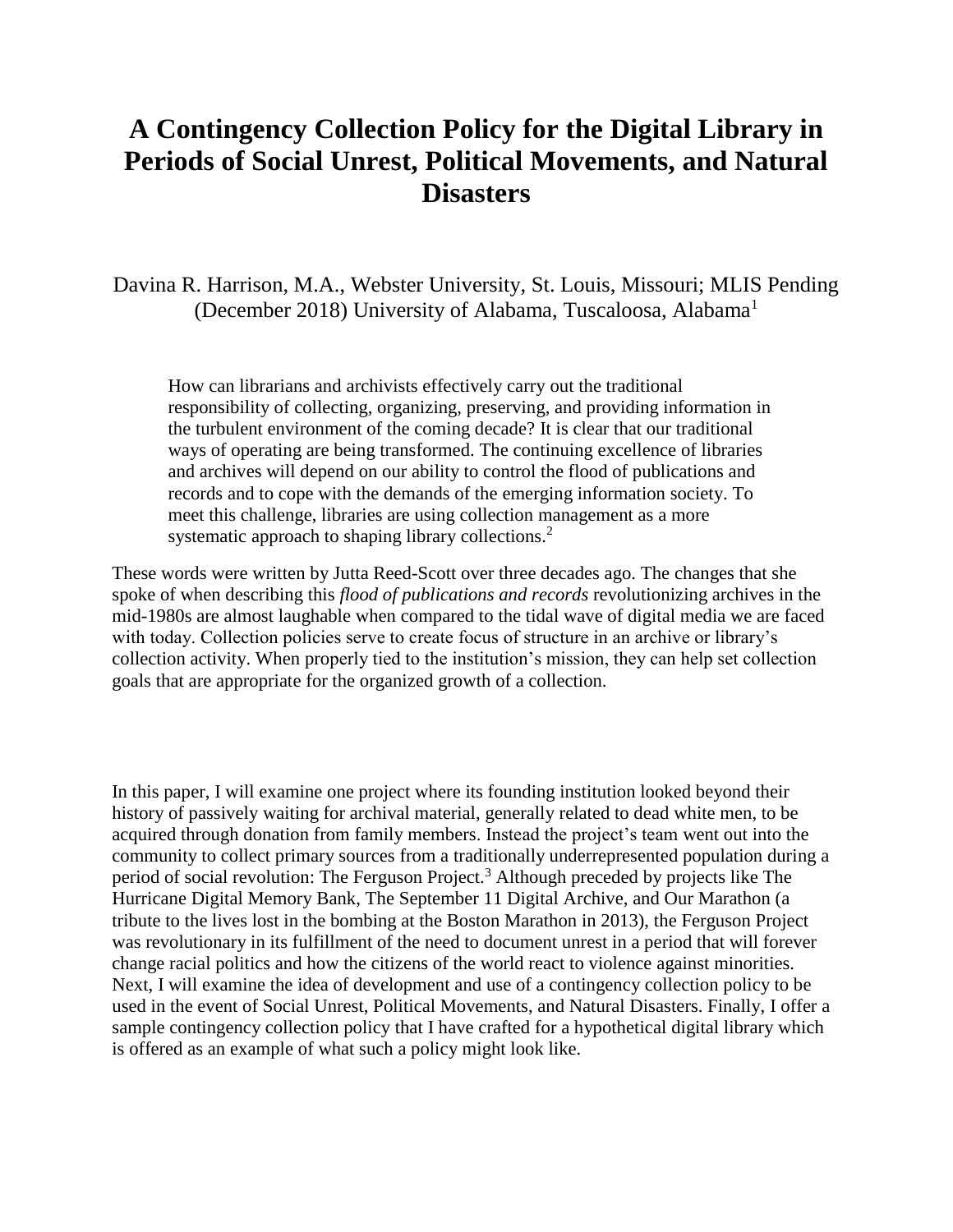# A Contingency Collection Policy for the Digital Library in Periods of Social Unrest, Political Movements, and Natural Disasters

Davina R. Harrison, M.A., Webster University, St. Louis, Missouri; MLIS Pending (December 2018) University of Alabama, Tuscaloosa, Alabama[1]

> How can librarians and archivists effectively carry out the traditional responsibility of collecting, organizing, preserving, and providing information in the turbulent environment of the coming decade? It is clear that our traditional ways of operating are being transformed. The continuing excellence of libraries and archives will depend on our ability to control the flood of publications and records and to cope with the demands of the emerging information society. To meet this challenge, libraries are using collection management as a more systematic approach to shaping library collections.[2]

These words were written by Jutta Reed-Scott over three decades ago. The changes that she spoke of when describing this *flood of publications and records* revolutionizing archives in the mid-1980s are almost laughable when compared to the tidal wave of digital media we are faced with today. Collection policies serve to create focus of structure in an archive or library's collection activity. When properly tied to the institution's mission, they can help set collection goals that are appropriate for the organized growth of a collection.

In this paper, I will examine one project where its founding institution looked beyond their history of passively waiting for archival material, generally related to dead white men, to be acquired through donation from family members. Instead the project's team went out into the community to collect primary sources from a traditionally underrepresented population during a period of social revolution: The Ferguson Project.[3] Although preceded by projects like The Hurricane Digital Memory Bank, The September 11 Digital Archive, and Our Marathon (a tribute to the lives lost in the bombing at the Boston Marathon in 2013), the Ferguson Project was revolutionary in its fulfillment of the need to document unrest in a period that will forever change racial politics and how the citizens of the world react to violence against minorities. Next, I will examine the idea of development and use of a contingency collection policy to be used in the event of Social Unrest, Political Movements, and Natural Disasters. Finally, I offer a sample contingency collection policy that I have crafted for a hypothetical digital library which is offered as an example of what such a policy might look like.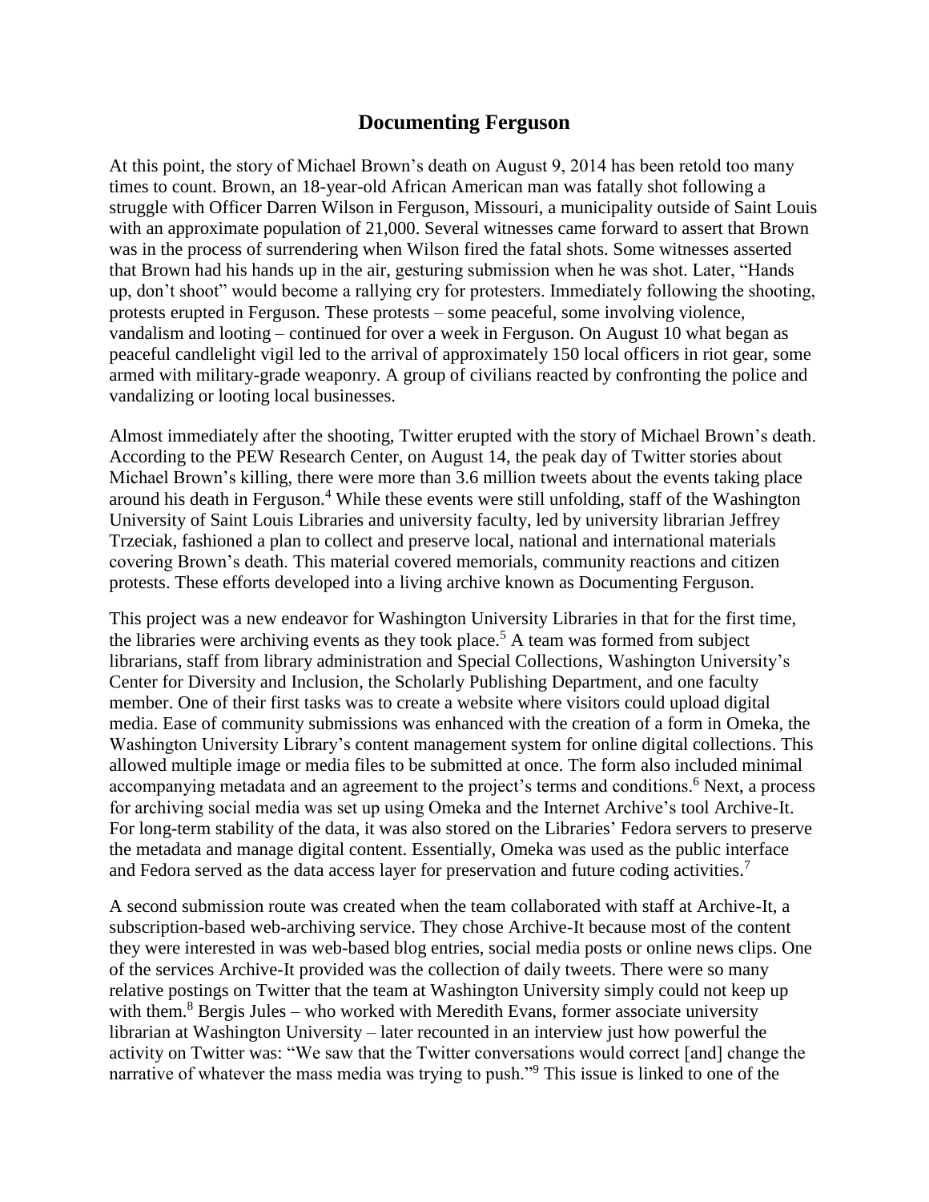# Documenting Ferguson

At this point, the story of Michael Brown's death on August 9, 2014 has been retold too many times to count. Brown, an 18-year-old African American man was fatally shot following a struggle with Officer Darren Wilson in Ferguson, Missouri, a municipality outside of Saint Louis with an approximate population of 21,000. Several witnesses came forward to assert that Brown was in the process of surrendering when Wilson fired the fatal shots. Some witnesses asserted that Brown had his hands up in the air, gesturing submission when he was shot. Later, "Hands up, don't shoot" would become a rallying cry for protesters. Immediately following the shooting, protests erupted in Ferguson. These protests – some peaceful, some involving violence, vandalism and looting – continued for over a week in Ferguson. On August 10 what began as peaceful candlelight vigil led to the arrival of approximately 150 local officers in riot gear, some armed with military-grade weaponry. A group of civilians reacted by confronting the police and vandalizing or looting local businesses.

Almost immediately after the shooting, Twitter erupted with the story of Michael Brown's death. According to the PEW Research Center, on August 14, the peak day of Twitter stories about Michael Brown's killing, there were more than 3.6 million tweets about the events taking place around his death in Ferguson.[4] While these events were still unfolding, staff of the Washington University of Saint Louis Libraries and university faculty, led by university librarian Jeffrey Trzeciak, fashioned a plan to collect and preserve local, national and international materials covering Brown's death. This material covered memorials, community reactions and citizen protests. These efforts developed into a living archive known as Documenting Ferguson.

This project was a new endeavor for Washington University Libraries in that for the first time, the libraries were archiving events as they took place.[5] A team was formed from subject librarians, staff from library administration and Special Collections, Washington University's Center for Diversity and Inclusion, the Scholarly Publishing Department, and one faculty member. One of their first tasks was to create a website where visitors could upload digital media. Ease of community submissions was enhanced with the creation of a form in Omeka, the Washington University Library's content management system for online digital collections. This allowed multiple image or media files to be submitted at once. The form also included minimal accompanying metadata and an agreement to the project's terms and conditions.[6] Next, a process for archiving social media was set up using Omeka and the Internet Archive's tool Archive-It. For long-term stability of the data, it was also stored on the Libraries' Fedora servers to preserve the metadata and manage digital content. Essentially, Omeka was used as the public interface and Fedora served as the data access layer for preservation and future coding activities.[7]

A second submission route was created when the team collaborated with staff at Archive-It, a subscription-based web-archiving service. They chose Archive-It because most of the content they were interested in was web-based blog entries, social media posts or online news clips. One of the services Archive-It provided was the collection of daily tweets. There were so many relative postings on Twitter that the team at Washington University simply could not keep up with them.[8] Bergis Jules – who worked with Meredith Evans, former associate university librarian at Washington University – later recounted in an interview just how powerful the activity on Twitter was: "We saw that the Twitter conversations would correct [and] change the narrative of whatever the mass media was trying to push."[9] This issue is linked to one of the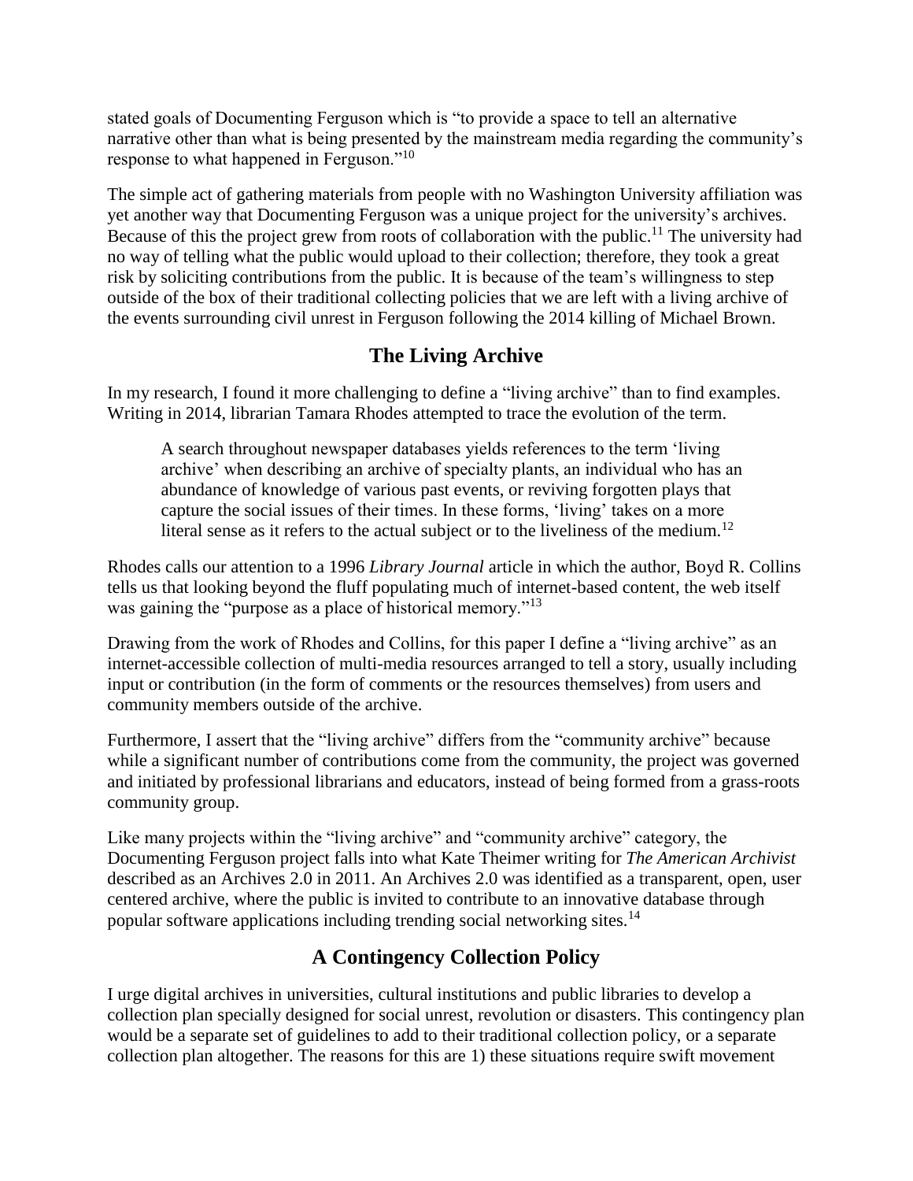stated goals of Documenting Ferguson which is "to provide a space to tell an alternative narrative other than what is being presented by the mainstream media regarding the community's response to what happened in Ferguson."[10]

The simple act of gathering materials from people with no Washington University affiliation was yet another way that Documenting Ferguson was a unique project for the university's archives. Because of this the project grew from roots of collaboration with the public.[11] The university had no way of telling what the public would upload to their collection; therefore, they took a great risk by soliciting contributions from the public. It is because of the team's willingness to step outside of the box of their traditional collecting policies that we are left with a living archive of the events surrounding civil unrest in Ferguson following the 2014 killing of Michael Brown.

## The Living Archive

In my research, I found it more challenging to define a "living archive" than to find examples. Writing in 2014, librarian Tamara Rhodes attempted to trace the evolution of the term.

> A search throughout newspaper databases yields references to the term 'living archive' when describing an archive of specialty plants, an individual who has an abundance of knowledge of various past events, or reviving forgotten plays that capture the social issues of their times. In these forms, 'living' takes on a more literal sense as it refers to the actual subject or to the liveliness of the medium.[12]

Rhodes calls our attention to a 1996 *Library Journal* article in which the author, Boyd R. Collins tells us that looking beyond the fluff populating much of internet-based content, the web itself was gaining the "purpose as a place of historical memory."[13]

Drawing from the work of Rhodes and Collins, for this paper I define a "living archive" as an internet-accessible collection of multi-media resources arranged to tell a story, usually including input or contribution (in the form of comments or the resources themselves) from users and community members outside of the archive.

Furthermore, I assert that the "living archive" differs from the "community archive" because while a significant number of contributions come from the community, the project was governed and initiated by professional librarians and educators, instead of being formed from a grass-roots community group.

Like many projects within the "living archive" and "community archive" category, the Documenting Ferguson project falls into what Kate Theimer writing for *The American Archivist* described as an Archives 2.0 in 2011. An Archives 2.0 was identified as a transparent, open, user centered archive, where the public is invited to contribute to an innovative database through popular software applications including trending social networking sites.[14]

## A Contingency Collection Policy

I urge digital archives in universities, cultural institutions and public libraries to develop a collection plan specially designed for social unrest, revolution or disasters. This contingency plan would be a separate set of guidelines to add to their traditional collection policy, or a separate collection plan altogether. The reasons for this are 1) these situations require swift movement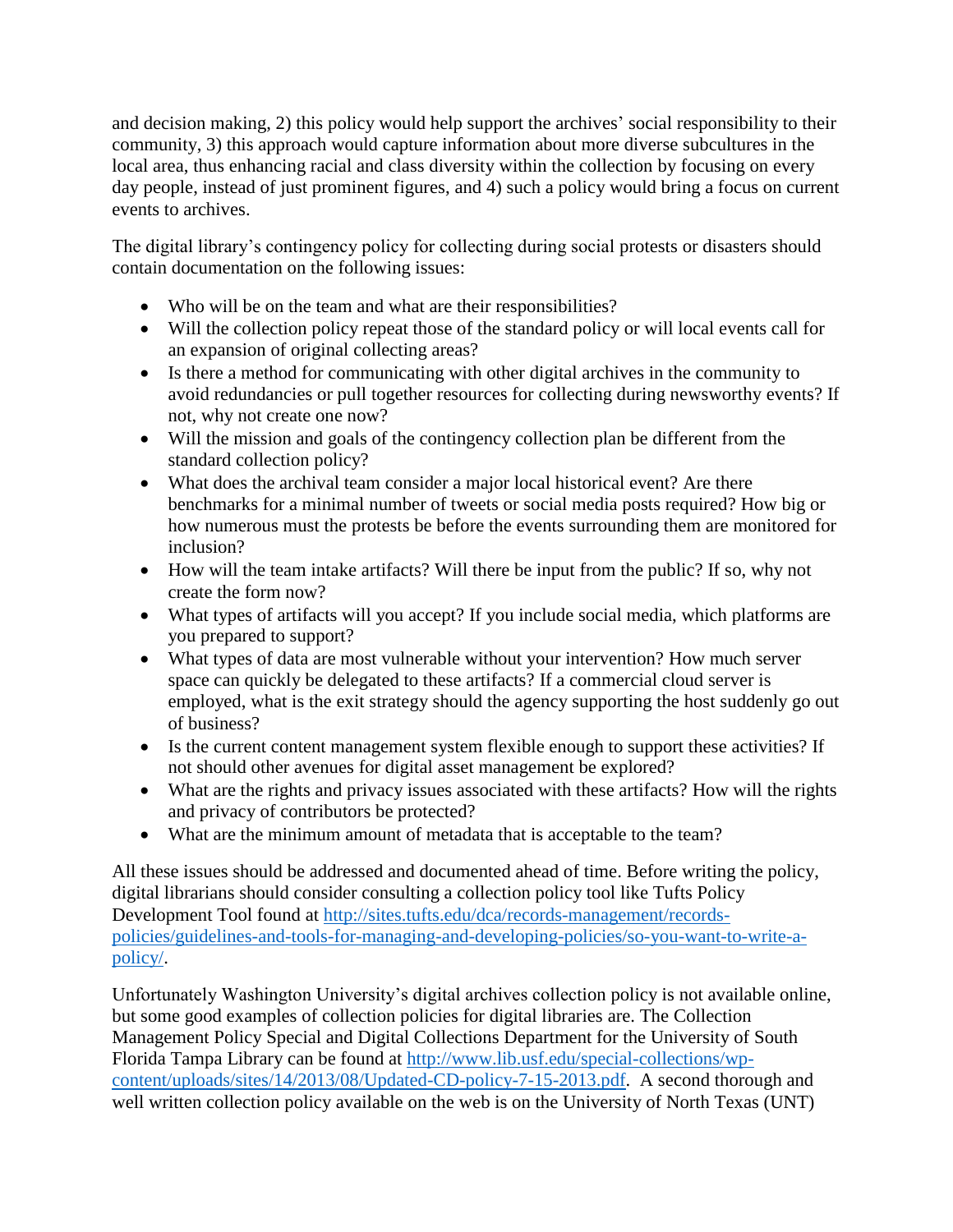and decision making, 2) this policy would help support the archives' social responsibility to their community, 3) this approach would capture information about more diverse subcultures in the local area, thus enhancing racial and class diversity within the collection by focusing on every day people, instead of just prominent figures, and 4) such a policy would bring a focus on current events to archives.

The digital library's contingency policy for collecting during social protests or disasters should contain documentation on the following issues:

- Who will be on the team and what are their responsibilities?
- Will the collection policy repeat those of the standard policy or will local events call for an expansion of original collecting areas?
- Is there a method for communicating with other digital archives in the community to avoid redundancies or pull together resources for collecting during newsworthy events? If not, why not create one now?
- Will the mission and goals of the contingency collection plan be different from the standard collection policy?
- What does the archival team consider a major local historical event? Are there benchmarks for a minimal number of tweets or social media posts required? How big or how numerous must the protests be before the events surrounding them are monitored for inclusion?
- How will the team intake artifacts? Will there be input from the public? If so, why not create the form now?
- What types of artifacts will you accept? If you include social media, which platforms are you prepared to support?
- What types of data are most vulnerable without your intervention? How much server space can quickly be delegated to these artifacts? If a commercial cloud server is employed, what is the exit strategy should the agency supporting the host suddenly go out of business?
- Is the current content management system flexible enough to support these activities? If not should other avenues for digital asset management be explored?
- What are the rights and privacy issues associated with these artifacts? How will the rights and privacy of contributors be protected?
- What are the minimum amount of metadata that is acceptable to the team?

All these issues should be addressed and documented ahead of time. Before writing the policy, digital librarians should consider consulting a collection policy tool like Tufts Policy Development Tool found at [http://sites.tufts.edu/dca/records-management/records-policies/guidelines-and-tools-for-managing-and-developing-policies/so-you-want-to-write-a-policy/](http://sites.tufts.edu/dca/records-management/records-policies/guidelines-and-tools-for-managing-and-developing-policies/so-you-want-to-write-a-policy/).

Unfortunately Washington University's digital archives collection policy is not available online, but some good examples of collection policies for digital libraries are. The Collection Management Policy Special and Digital Collections Department for the University of South Florida Tampa Library can be found at [http://www.lib.usf.edu/special-collections/wp-content/uploads/sites/14/2013/08/Updated-CD-policy-7-15-2013.pdf](http://www.lib.usf.edu/special-collections/wp-content/uploads/sites/14/2013/08/Updated-CD-policy-7-15-2013.pdf). A second thorough and well written collection policy available on the web is on the University of North Texas (UNT)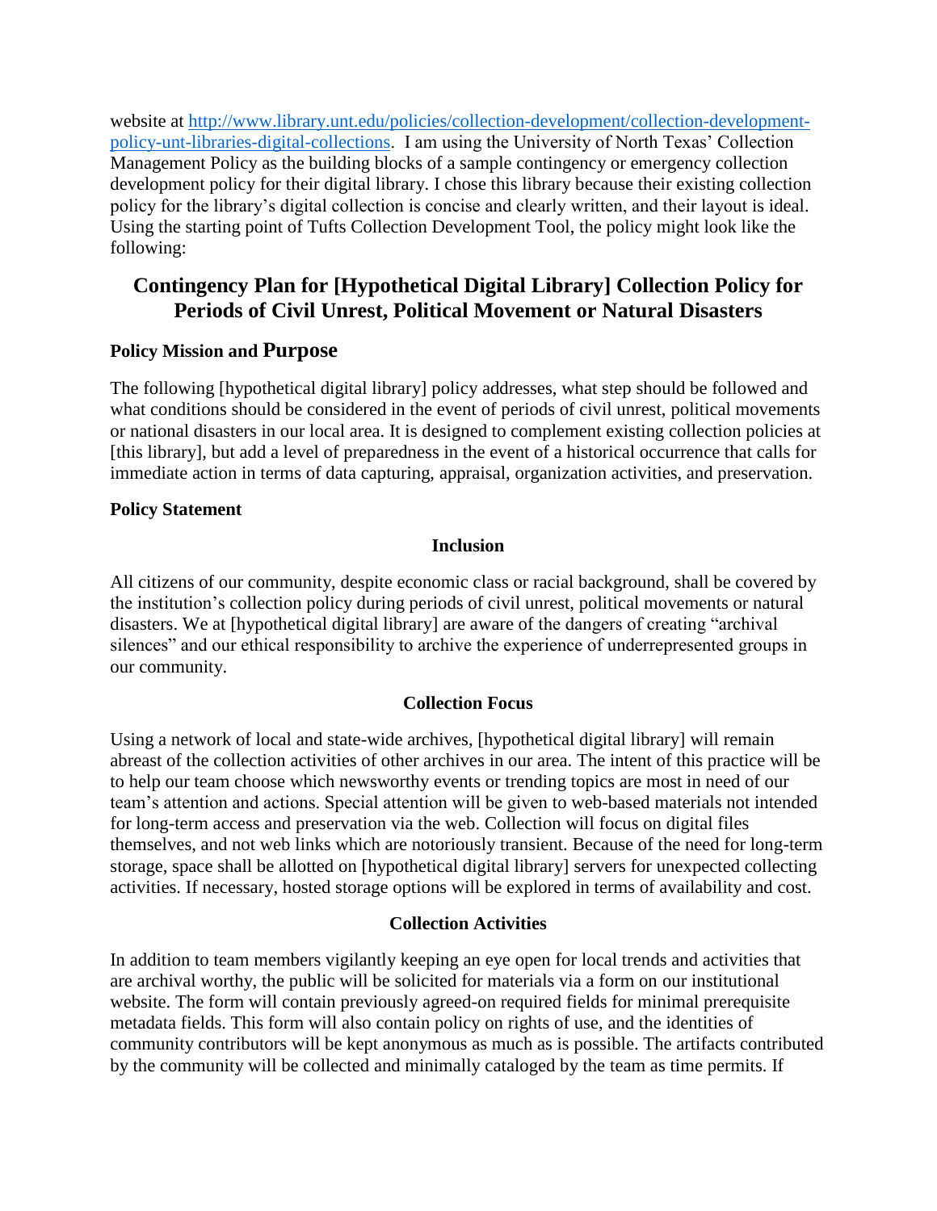website at [http://www.library.unt.edu/policies/collection-development/collection-development-policy-unt-libraries-digital-collections](http://www.library.unt.edu/policies/collection-development/collection-development-policy-unt-libraries-digital-collections). I am using the University of North Texas' Collection Management Policy as the building blocks of a sample contingency or emergency collection development policy for their digital library. I chose this library because their existing collection policy for the library's digital collection is concise and clearly written, and their layout is ideal. Using the starting point of Tufts Collection Development Tool, the policy might look like the following:

## Contingency Plan for [Hypothetical Digital Library] Collection Policy for Periods of Civil Unrest, Political Movement or Natural Disasters

### Policy Mission and Purpose

The following [hypothetical digital library] policy addresses, what step should be followed and what conditions should be considered in the event of periods of civil unrest, political movements or national disasters in our local area. It is designed to complement existing collection policies at [this library], but add a level of preparedness in the event of a historical occurrence that calls for immediate action in terms of data capturing, appraisal, organization activities, and preservation.

### Policy Statement

#### Inclusion

All citizens of our community, despite economic class or racial background, shall be covered by the institution's collection policy during periods of civil unrest, political movements or natural disasters. We at [hypothetical digital library] are aware of the dangers of creating "archival silences" and our ethical responsibility to archive the experience of underrepresented groups in our community.

#### Collection Focus

Using a network of local and state-wide archives, [hypothetical digital library] will remain abreast of the collection activities of other archives in our area. The intent of this practice will be to help our team choose which newsworthy events or trending topics are most in need of our team's attention and actions. Special attention will be given to web-based materials not intended for long-term access and preservation via the web. Collection will focus on digital files themselves, and not web links which are notoriously transient. Because of the need for long-term storage, space shall be allotted on [hypothetical digital library] servers for unexpected collecting activities. If necessary, hosted storage options will be explored in terms of availability and cost.

#### Collection Activities

In addition to team members vigilantly keeping an eye open for local trends and activities that are archival worthy, the public will be solicited for materials via a form on our institutional website. The form will contain previously agreed-on required fields for minimal prerequisite metadata fields. This form will also contain policy on rights of use, and the identities of community contributors will be kept anonymous as much as is possible. The artifacts contributed by the community will be collected and minimally cataloged by the team as time permits. If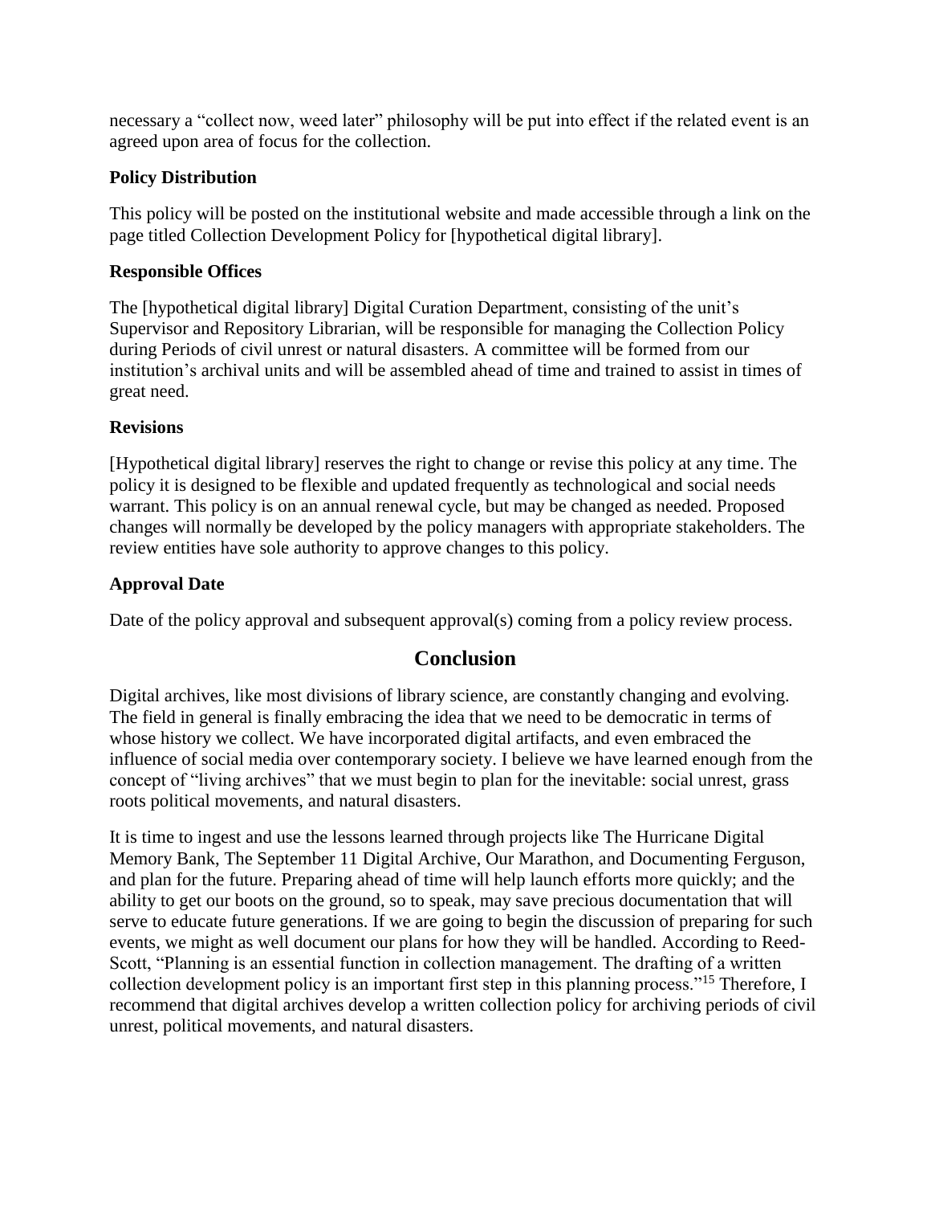necessary a "collect now, weed later" philosophy will be put into effect if the related event is an agreed upon area of focus for the collection.

**Policy Distribution**

This policy will be posted on the institutional website and made accessible through a link on the page titled Collection Development Policy for [hypothetical digital library].

**Responsible Offices**

The [hypothetical digital library] Digital Curation Department, consisting of the unit's Supervisor and Repository Librarian, will be responsible for managing the Collection Policy during Periods of civil unrest or natural disasters. A committee will be formed from our institution's archival units and will be assembled ahead of time and trained to assist in times of great need.

**Revisions**

[Hypothetical digital library] reserves the right to change or revise this policy at any time. The policy it is designed to be flexible and updated frequently as technological and social needs warrant. This policy is on an annual renewal cycle, but may be changed as needed. Proposed changes will normally be developed by the policy managers with appropriate stakeholders. The review entities have sole authority to approve changes to this policy.

**Approval Date**

Date of the policy approval and subsequent approval(s) coming from a policy review process.

## Conclusion

Digital archives, like most divisions of library science, are constantly changing and evolving. The field in general is finally embracing the idea that we need to be democratic in terms of whose history we collect. We have incorporated digital artifacts, and even embraced the influence of social media over contemporary society. I believe we have learned enough from the concept of "living archives" that we must begin to plan for the inevitable: social unrest, grass roots political movements, and natural disasters.

It is time to ingest and use the lessons learned through projects like The Hurricane Digital Memory Bank, The September 11 Digital Archive, Our Marathon, and Documenting Ferguson, and plan for the future. Preparing ahead of time will help launch efforts more quickly; and the ability to get our boots on the ground, so to speak, may save precious documentation that will serve to educate future generations. If we are going to begin the discussion of preparing for such events, we might as well document our plans for how they will be handled. According to Reed-Scott, "Planning is an essential function in collection management. The drafting of a written collection development policy is an important first step in this planning process."[15] Therefore, I recommend that digital archives develop a written collection policy for archiving periods of civil unrest, political movements, and natural disasters.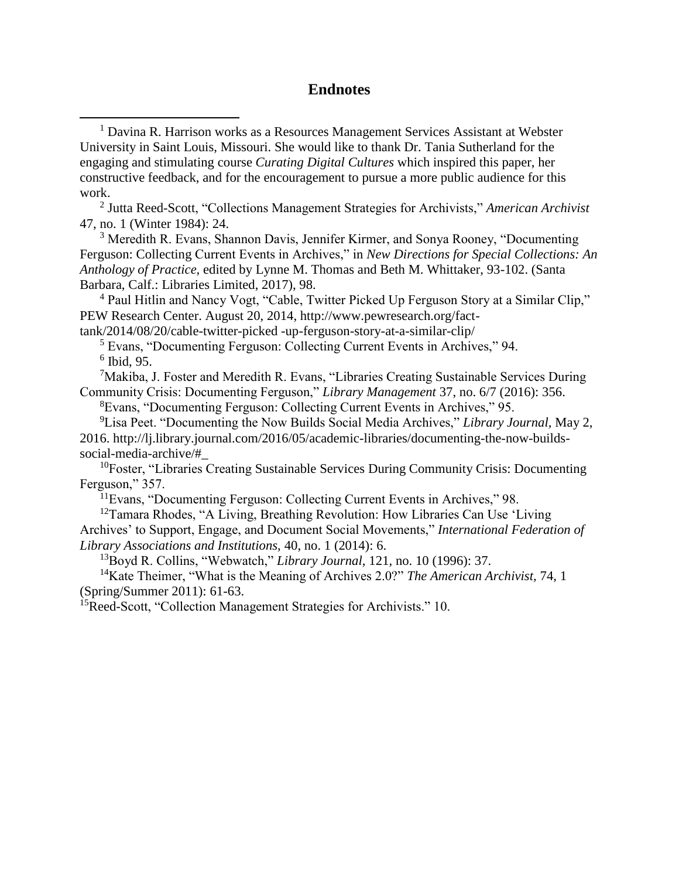# Endnotes

[1] Davina R. Harrison works as a Resources Management Services Assistant at Webster University in Saint Louis, Missouri. She would like to thank Dr. Tania Sutherland for the engaging and stimulating course *Curating Digital Cultures* which inspired this paper, her constructive feedback, and for the encouragement to pursue a more public audience for this work.

[2] Jutta Reed-Scott, "Collections Management Strategies for Archivists," *American Archivist* 47, no. 1 (Winter 1984): 24.

[3] Meredith R. Evans, Shannon Davis, Jennifer Kirmer, and Sonya Rooney, "Documenting Ferguson: Collecting Current Events in Archives," in *New Directions for Special Collections: An Anthology of Practice*, edited by Lynne M. Thomas and Beth M. Whittaker, 93-102. (Santa Barbara, Calf.: Libraries Limited, 2017), 98.

[4] Paul Hitlin and Nancy Vogt, "Cable, Twitter Picked Up Ferguson Story at a Similar Clip," PEW Research Center. August 20, 2014, http://www.pewresearch.org/fact-tank/2014/08/20/cable-twitter-picked -up-ferguson-story-at-a-similar-clip/

[5] Evans, "Documenting Ferguson: Collecting Current Events in Archives," 94.

[6] Ibid, 95.

[7]Makiba, J. Foster and Meredith R. Evans, "Libraries Creating Sustainable Services During Community Crisis: Documenting Ferguson," *Library Management* 37, no. 6/7 (2016): 356.

[8]Evans, "Documenting Ferguson: Collecting Current Events in Archives," 95.

[9]Lisa Peet. "Documenting the Now Builds Social Media Archives," *Library Journal*, May 2, 2016. http://lj.library.journal.com/2016/05/academic-libraries/documenting-the-now-builds-social-media-archive/#_

[10]Foster, "Libraries Creating Sustainable Services During Community Crisis: Documenting Ferguson," 357.

[11]Evans, "Documenting Ferguson: Collecting Current Events in Archives," 98.

[12]Tamara Rhodes, "A Living, Breathing Revolution: How Libraries Can Use 'Living Archives' to Support, Engage, and Document Social Movements," *International Federation of Library Associations and Institutions*, 40, no. 1 (2014): 6.

[13]Boyd R. Collins, "Webwatch," *Library Journal*, 121, no. 10 (1996): 37.

[14]Kate Theimer, "What is the Meaning of Archives 2.0?" *The American Archivist*, 74, 1 (Spring/Summer 2011): 61-63.

[15]Reed-Scott, "Collection Management Strategies for Archivists." 10.